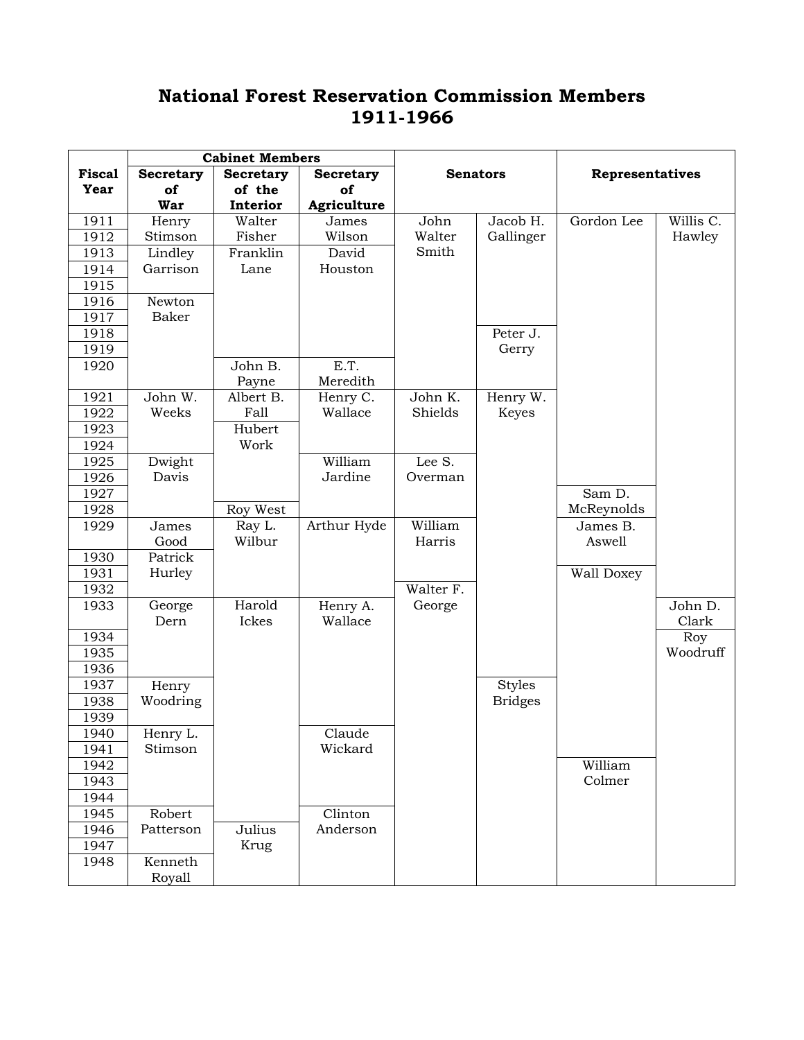# National Forest Reservation Commission Members 1911-1966

| Fiscal Year | Cabinet Members | | | Senators | | Representatives | |
|---|---|---|---|---|---|---|---|
| | Secretary of War | Secretary of the Interior | Secretary of Agriculture | | | | |
| 1911 | Henry Stimson | Walter Fisher | James Wilson | John Walter Smith | Jacob H. Gallinger | Gordon Lee | Willis C. Hawley |
| 1912 | | | | | | | |
| 1913 | Lindley Garrison | Franklin Lane | David Houston | | | | |
| 1914 | | | | | | | |
| 1915 | | | | | | | |
| 1916 | Newton Baker | | | | | | |
| 1917 | | | | | | | |
| 1918 | | | | | Peter J. Gerry | | |
| 1919 | | | | | | | |
| 1920 | | John B. Payne | E.T. Meredith | | | | |
| 1921 | John W. Weeks | Albert B. Fall | Henry C. Wallace | John K. Shields | Henry W. Keyes | | |
| 1922 | | | | | | | |
| 1923 | | Hubert Work | | | | | |
| 1924 | | | | | | | |
| 1925 | Dwight Davis | | William Jardine | Lee S. Overman | | | |
| 1926 | | | | | | | |
| 1927 | | | | | | Sam D. McReynolds | |
| 1928 | | Roy West | | | | | |
| 1929 | James Good | Ray L. Wilbur | Arthur Hyde | William Harris | | James B. Aswell | |
| 1930 | Patrick Hurley | | | | | | |
| 1931 | | | | | | Wall Doxey | |
| 1932 | | | | Walter F. George | | | |
| 1933 | George Dern | Harold Ickes | Henry A. Wallace | | | | John D. Clark |
| 1934 | | | | | | | Roy Woodruff |
| 1935 | | | | | | | |
| 1936 | | | | | | | |
| 1937 | Henry Woodring | | | | Styles Bridges | | |
| 1938 | | | | | | | |
| 1939 | | | | | | | |
| 1940 | Henry L. Stimson | | Claude Wickard | | | | |
| 1941 | | | | | | | |
| 1942 | | | | | | William Colmer | |
| 1943 | | | | | | | |
| 1944 | | | | | | | |
| 1945 | Robert Patterson | | Clinton Anderson | | | | |
| 1946 | | Julius Krug | | | | | |
| 1947 | | | | | | | |
| 1948 | Kenneth Royall | | | | | | |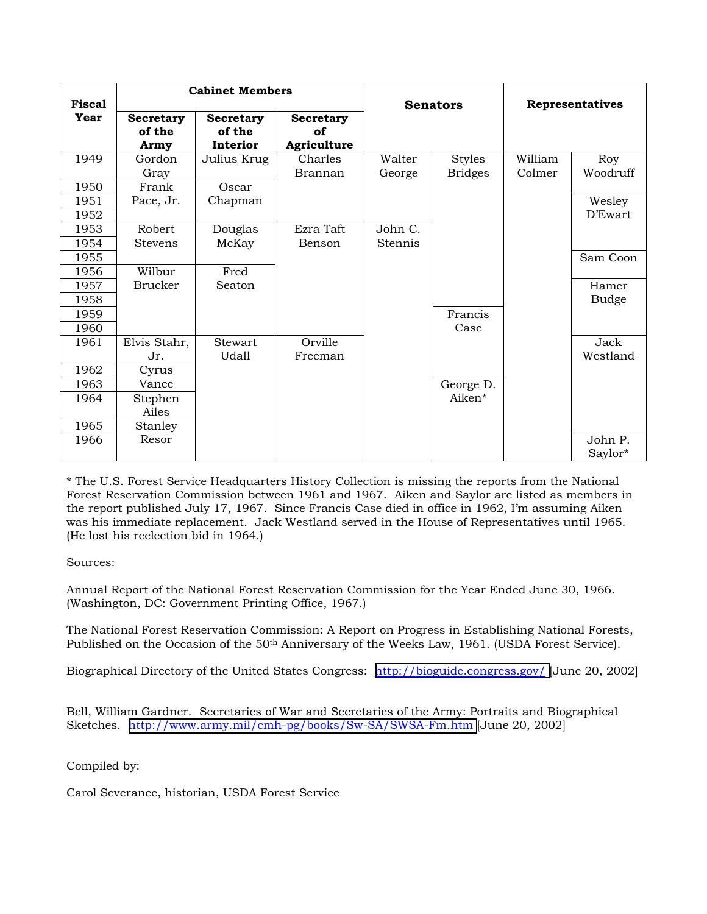| Fiscal Year | Cabinet Members | | | Senators | | Representatives | |
|---|---|---|---|---|---|---|---|
| | Secretary of the Army | Secretary of the Interior | Secretary of Agriculture | | | | |
| 1949 | Gordon Gray | Julius Krug | Charles Brannan | Walter George | Styles Bridges | William Colmer | Roy Woodruff |
| 1950 | Frank Pace, Jr. | Oscar Chapman | | | | | |
| 1951 | | | | | | | Wesley D'Ewart |
| 1952 | | | | | | | |
| 1953 | Robert Stevens | Douglas McKay | Ezra Taft Benson | John C. Stennis | | | |
| 1954 | | | | | | | |
| 1955 | | | | | | | Sam Coon |
| 1956 | Wilbur Brucker | Fred Seaton | | | | | |
| 1957 | | | | | | | Hamer Budge |
| 1958 | | | | | | | |
| 1959 | | | | | Francis Case | | |
| 1960 | | | | | | | |
| 1961 | Elvis Stahr, Jr. | Stewart Udall | Orville Freeman | | | | Jack Westland |
| 1962 | Cyrus Vance | | | | | | |
| 1963 | | | | | George D. Aiken* | | |
| 1964 | Stephen Ailes | | | | | | |
| 1965 | Stanley Resor | | | | | | |
| 1966 | | | | | | | John P. Saylor* |

* The U.S. Forest Service Headquarters History Collection is missing the reports from the National Forest Reservation Commission between 1961 and 1967. Aiken and Saylor are listed as members in the report published July 17, 1967. Since Francis Case died in office in 1962, I'm assuming Aiken was his immediate replacement. Jack Westland served in the House of Representatives until 1965. (He lost his reelection bid in 1964.)

Sources:

Annual Report of the National Forest Reservation Commission for the Year Ended June 30, 1966. (Washington, DC: Government Printing Office, 1967.)

The National Forest Reservation Commission: A Report on Progress in Establishing National Forests, Published on the Occasion of the 50th Anniversary of the Weeks Law, 1961. (USDA Forest Service).

Biographical Directory of the United States Congress: http://bioguide.congress.gov/ [June 20, 2002]

Bell, William Gardner. Secretaries of War and Secretaries of the Army: Portraits and Biographical Sketches. http://www.army.mil/cmh-pg/books/Sw-SA/SWSA-Fm.htm [June 20, 2002]

Compiled by:

Carol Severance, historian, USDA Forest Service